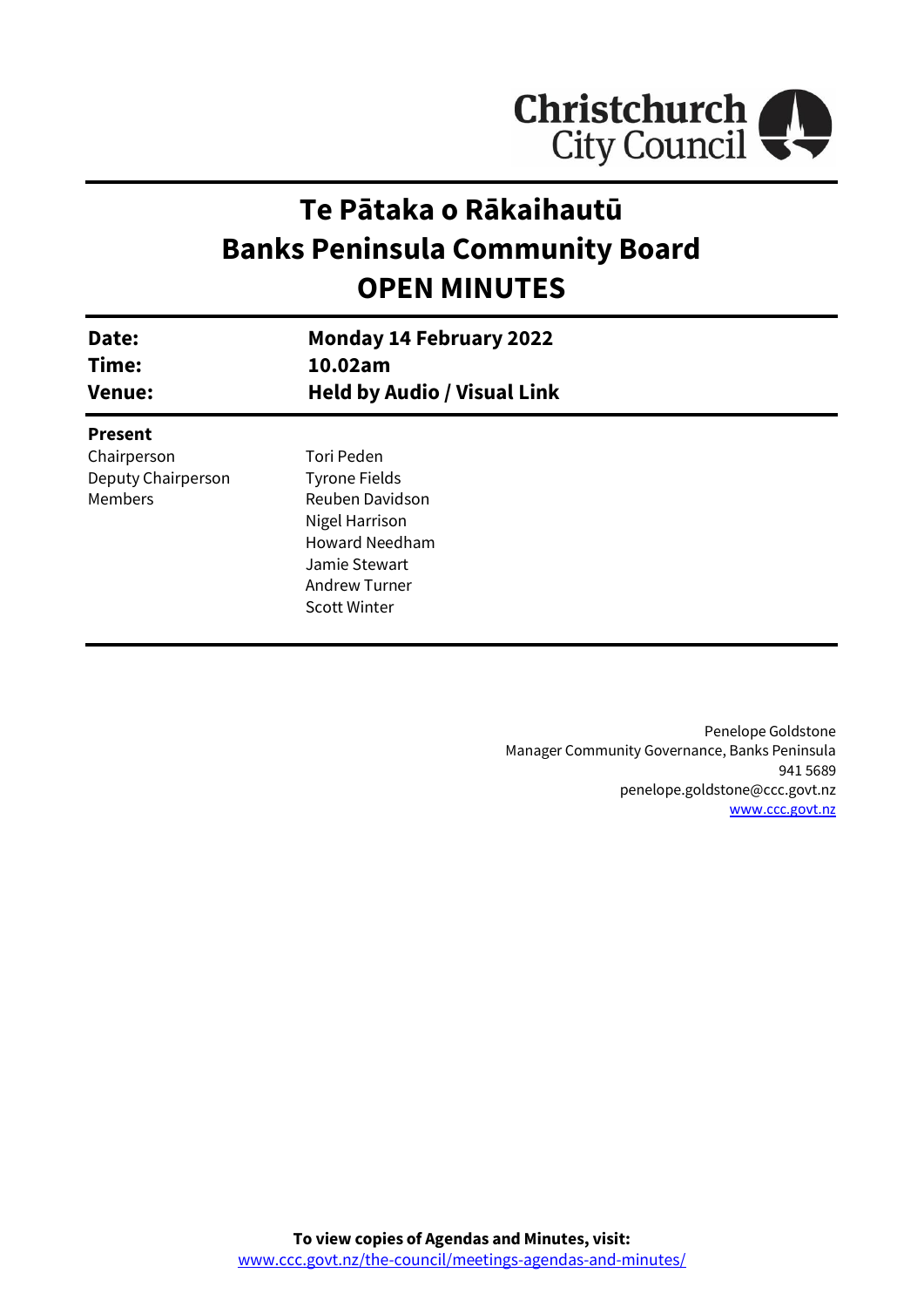# Te Pātaka o Rākaihautū
# Banks Peninsula Community Board
# OPEN MINUTES

| | |
|---|---|
| **Date:** | **Monday 14 February 2022** |
| **Time:** | **10.02am** |
| **Venue:** | **Held by Audio / Visual Link** |

**Present**

| | |
|---|---|
| Chairperson | Tori Peden |
| Deputy Chairperson | Tyrone Fields |
| Members | Reuben Davidson |
| | Nigel Harrison |
| | Howard Needham |
| | Jamie Stewart |
| | Andrew Turner |
| | Scott Winter |

Penelope Goldstone
Manager Community Governance, Banks Peninsula
941 5689
penelope.goldstone@ccc.govt.nz
www.ccc.govt.nz

**To view copies of Agendas and Minutes, visit:**
www.ccc.govt.nz/the-council/meetings-agendas-and-minutes/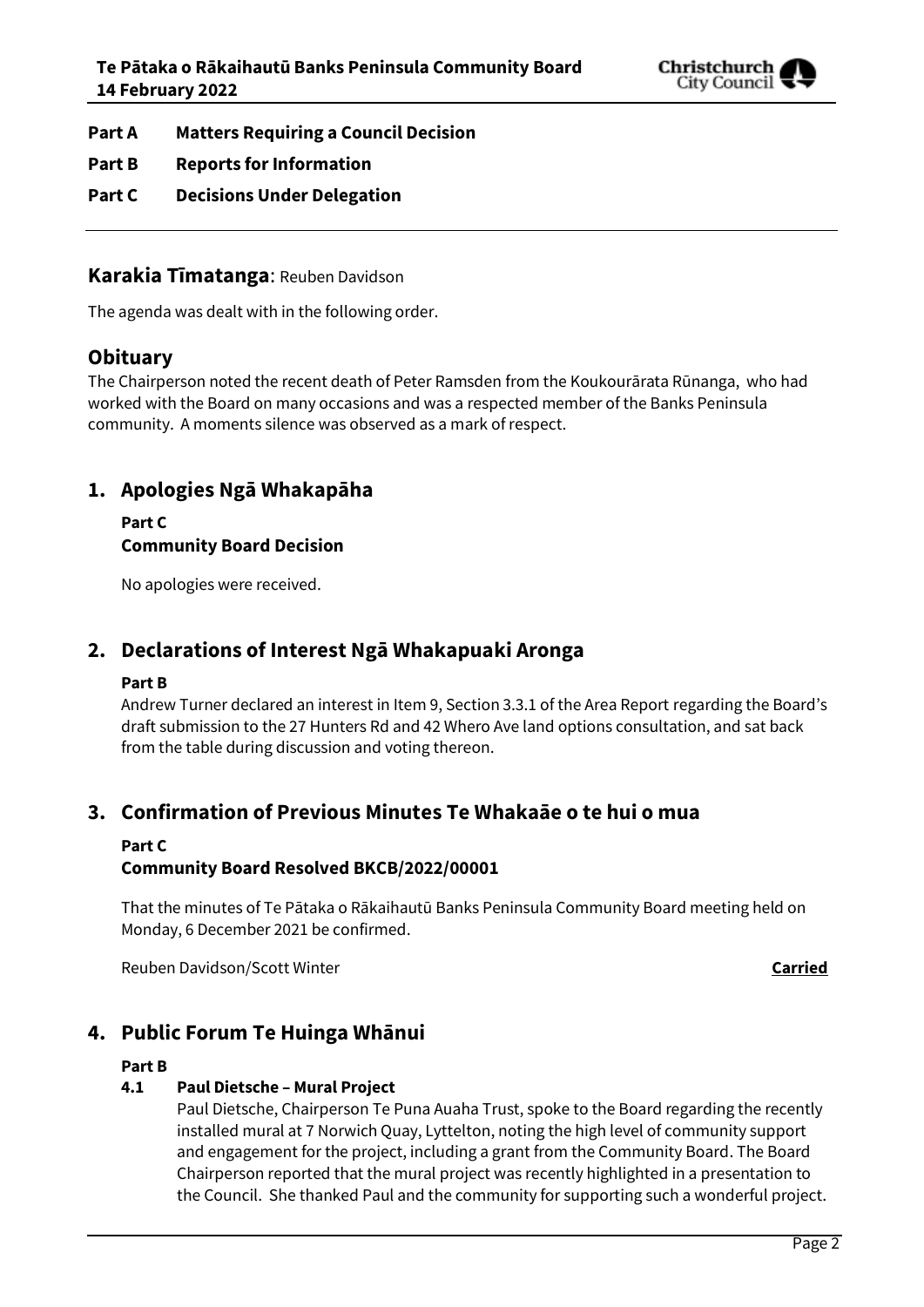**Part A Matters Requiring a Council Decision**

**Part B Reports for Information**

**Part C Decisions Under Delegation**

---

## Karakia Tīmatanga: Reuben Davidson

The agenda was dealt with in the following order.

## Obituary

The Chairperson noted the recent death of Peter Ramsden from the Koukourārata Rūnanga, who had worked with the Board on many occasions and was a respected member of the Banks Peninsula community. A moments silence was observed as a mark of respect.

## 1. Apologies Ngā Whakapāha

**Part C**

**Community Board Decision**

No apologies were received.

## 2. Declarations of Interest Ngā Whakapuaki Aronga

**Part B**

Andrew Turner declared an interest in Item 9, Section 3.3.1 of the Area Report regarding the Board's draft submission to the 27 Hunters Rd and 42 Whero Ave land options consultation, and sat back from the table during discussion and voting thereon.

## 3. Confirmation of Previous Minutes Te Whakaāe o te hui o mua

**Part C**

**Community Board Resolved BKCB/2022/00001**

That the minutes of Te Pātaka o Rākaihautū Banks Peninsula Community Board meeting held on Monday, 6 December 2021 be confirmed.

Reuben Davidson/Scott Winter **Carried**

## 4. Public Forum Te Huinga Whānui

**Part B**

### 4.1 Paul Dietsche – Mural Project

Paul Dietsche, Chairperson Te Puna Auaha Trust, spoke to the Board regarding the recently installed mural at 7 Norwich Quay, Lyttelton, noting the high level of community support and engagement for the project, including a grant from the Community Board. The Board Chairperson reported that the mural project was recently highlighted in a presentation to the Council. She thanked Paul and the community for supporting such a wonderful project.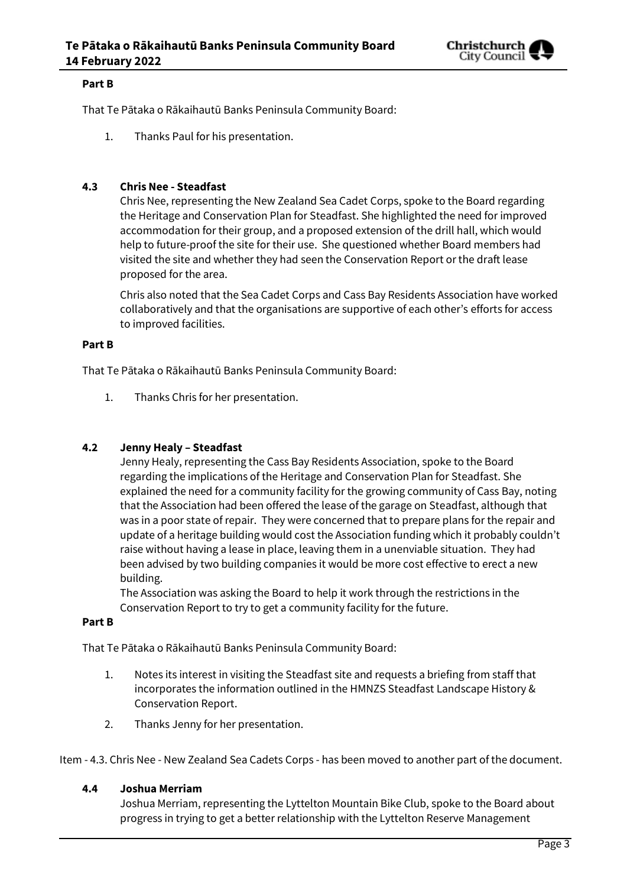**Part B**

That Te Pātaka o Rākaihautū Banks Peninsula Community Board:

1. Thanks Paul for his presentation.

### 4.3 Chris Nee - Steadfast

Chris Nee, representing the New Zealand Sea Cadet Corps, spoke to the Board regarding the Heritage and Conservation Plan for Steadfast. She highlighted the need for improved accommodation for their group, and a proposed extension of the drill hall, which would help to future-proof the site for their use. She questioned whether Board members had visited the site and whether they had seen the Conservation Report or the draft lease proposed for the area.

Chris also noted that the Sea Cadet Corps and Cass Bay Residents Association have worked collaboratively and that the organisations are supportive of each other's efforts for access to improved facilities.

**Part B**

That Te Pātaka o Rākaihautū Banks Peninsula Community Board:

1. Thanks Chris for her presentation.

### 4.2 Jenny Healy – Steadfast

Jenny Healy, representing the Cass Bay Residents Association, spoke to the Board regarding the implications of the Heritage and Conservation Plan for Steadfast. She explained the need for a community facility for the growing community of Cass Bay, noting that the Association had been offered the lease of the garage on Steadfast, although that was in a poor state of repair. They were concerned that to prepare plans for the repair and update of a heritage building would cost the Association funding which it probably couldn't raise without having a lease in place, leaving them in a unenviable situation. They had been advised by two building companies it would be more cost effective to erect a new building.

The Association was asking the Board to help it work through the restrictions in the Conservation Report to try to get a community facility for the future.

**Part B**

That Te Pātaka o Rākaihautū Banks Peninsula Community Board:

1. Notes its interest in visiting the Steadfast site and requests a briefing from staff that incorporates the information outlined in the HMNZS Steadfast Landscape History & Conservation Report.
2. Thanks Jenny for her presentation.

Item - 4.3. Chris Nee - New Zealand Sea Cadets Corps - has been moved to another part of the document.

### 4.4 Joshua Merriam

Joshua Merriam, representing the Lyttelton Mountain Bike Club, spoke to the Board about progress in trying to get a better relationship with the Lyttelton Reserve Management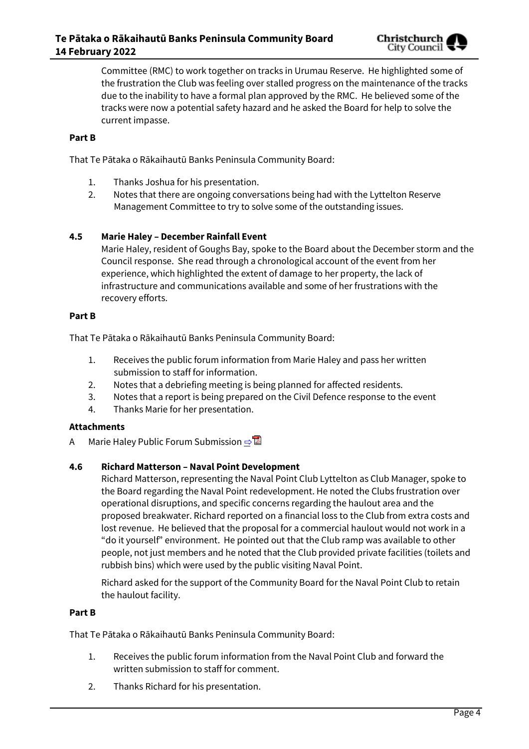Committee (RMC) to work together on tracks in Urumau Reserve. He highlighted some of the frustration the Club was feeling over stalled progress on the maintenance of the tracks due to the inability to have a formal plan approved by the RMC. He believed some of the tracks were now a potential safety hazard and he asked the Board for help to solve the current impasse.

**Part B**

That Te Pātaka o Rākaihautū Banks Peninsula Community Board:

1. Thanks Joshua for his presentation.
2. Notes that there are ongoing conversations being had with the Lyttelton Reserve Management Committee to try to solve some of the outstanding issues.

### 4.5 Marie Haley – December Rainfall Event

Marie Haley, resident of Goughs Bay, spoke to the Board about the December storm and the Council response. She read through a chronological account of the event from her experience, which highlighted the extent of damage to her property, the lack of infrastructure and communications available and some of her frustrations with the recovery efforts.

**Part B**

That Te Pātaka o Rākaihautū Banks Peninsula Community Board:

1. Receives the public forum information from Marie Haley and pass her written submission to staff for information.
2. Notes that a debriefing meeting is being planned for affected residents.
3. Notes that a report is being prepared on the Civil Defence response to the event
4. Thanks Marie for her presentation.

**Attachments**

A Marie Haley Public Forum Submission ⇨

### 4.6 Richard Matterson – Naval Point Development

Richard Matterson, representing the Naval Point Club Lyttelton as Club Manager, spoke to the Board regarding the Naval Point redevelopment. He noted the Clubs frustration over operational disruptions, and specific concerns regarding the haulout area and the proposed breakwater. Richard reported on a financial loss to the Club from extra costs and lost revenue. He believed that the proposal for a commercial haulout would not work in a "do it yourself" environment. He pointed out that the Club ramp was available to other people, not just members and he noted that the Club provided private facilities (toilets and rubbish bins) which were used by the public visiting Naval Point.

Richard asked for the support of the Community Board for the Naval Point Club to retain the haulout facility.

**Part B**

That Te Pātaka o Rākaihautū Banks Peninsula Community Board:

1. Receives the public forum information from the Naval Point Club and forward the written submission to staff for comment.
2. Thanks Richard for his presentation.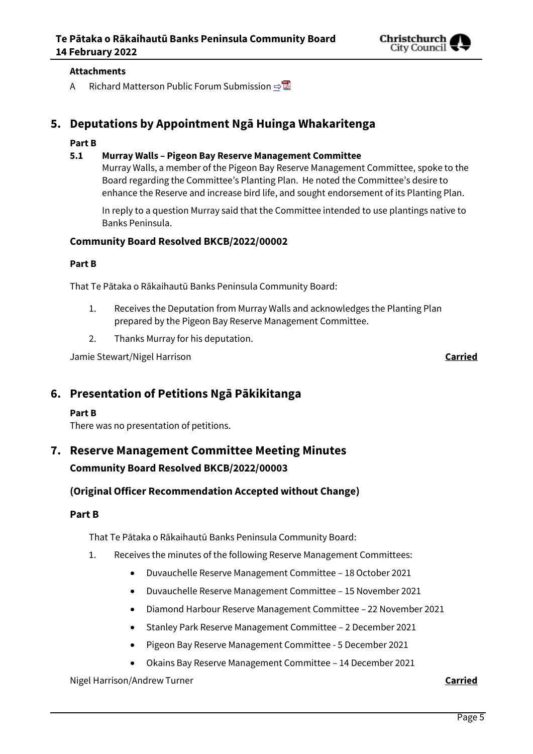**Attachments**

A Richard Matterson Public Forum Submission

## 5. Deputations by Appointment Ngā Huinga Whakaritenga

**Part B**

**5.1 Murray Walls – Pigeon Bay Reserve Management Committee**

Murray Walls, a member of the Pigeon Bay Reserve Management Committee, spoke to the Board regarding the Committee's Planting Plan. He noted the Committee's desire to enhance the Reserve and increase bird life, and sought endorsement of its Planting Plan.

In reply to a question Murray said that the Committee intended to use plantings native to Banks Peninsula.

### Community Board Resolved BKCB/2022/00002

**Part B**

That Te Pātaka o Rākaihautū Banks Peninsula Community Board:

1. Receives the Deputation from Murray Walls and acknowledges the Planting Plan prepared by the Pigeon Bay Reserve Management Committee.
2. Thanks Murray for his deputation.

Jamie Stewart/Nigel Harrison **Carried**

## 6. Presentation of Petitions Ngā Pākikitanga

**Part B**

There was no presentation of petitions.

## 7. Reserve Management Committee Meeting Minutes

### Community Board Resolved BKCB/2022/00003

### (Original Officer Recommendation Accepted without Change)

**Part B**

That Te Pātaka o Rākaihautū Banks Peninsula Community Board:

1. Receives the minutes of the following Reserve Management Committees:
   - Duvauchelle Reserve Management Committee – 18 October 2021
   - Duvauchelle Reserve Management Committee – 15 November 2021
   - Diamond Harbour Reserve Management Committee – 22 November 2021
   - Stanley Park Reserve Management Committee – 2 December 2021
   - Pigeon Bay Reserve Management Committee - 5 December 2021
   - Okains Bay Reserve Management Committee – 14 December 2021

Nigel Harrison/Andrew Turner **Carried**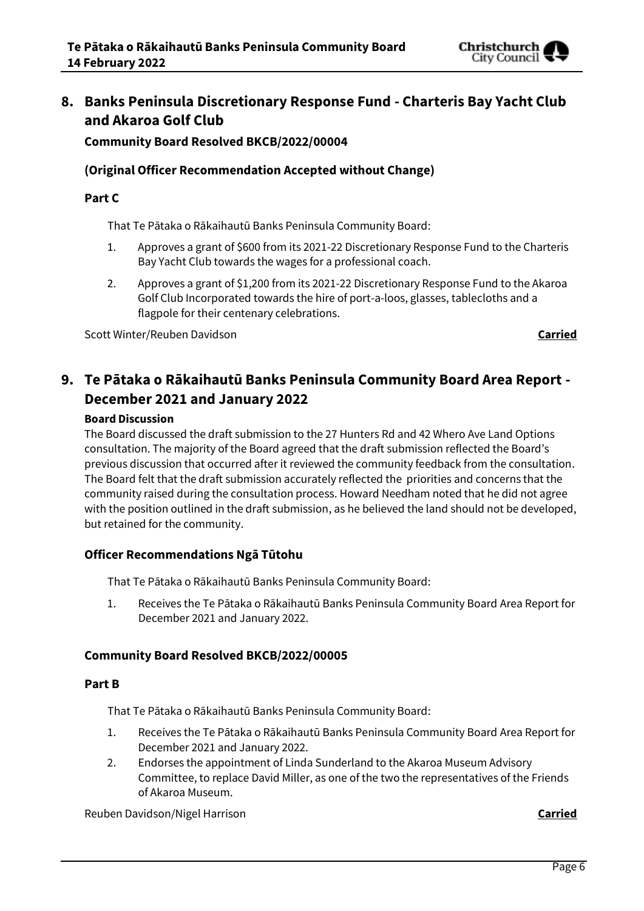## 8. Banks Peninsula Discretionary Response Fund - Charteris Bay Yacht Club and Akaroa Golf Club

**Community Board Resolved BKCB/2022/00004**

**(Original Officer Recommendation Accepted without Change)**

**Part C**

That Te Pātaka o Rākaihautū Banks Peninsula Community Board:

1. Approves a grant of $600 from its 2021-22 Discretionary Response Fund to the Charteris Bay Yacht Club towards the wages for a professional coach.
2. Approves a grant of $1,200 from its 2021-22 Discretionary Response Fund to the Akaroa Golf Club Incorporated towards the hire of port-a-loos, glasses, tablecloths and a flagpole for their centenary celebrations.

Scott Winter/Reuben Davidson **Carried**

## 9. Te Pātaka o Rākaihautū Banks Peninsula Community Board Area Report - December 2021 and January 2022

**Board Discussion**

The Board discussed the draft submission to the 27 Hunters Rd and 42 Whero Ave Land Options consultation. The majority of the Board agreed that the draft submission reflected the Board's previous discussion that occurred after it reviewed the community feedback from the consultation. The Board felt that the draft submission accurately reflected the priorities and concerns that the community raised during the consultation process. Howard Needham noted that he did not agree with the position outlined in the draft submission, as he believed the land should not be developed, but retained for the community.

**Officer Recommendations Ngā Tūtohu**

That Te Pātaka o Rākaihautū Banks Peninsula Community Board:

1. Receives the Te Pātaka o Rākaihautū Banks Peninsula Community Board Area Report for December 2021 and January 2022.

**Community Board Resolved BKCB/2022/00005**

**Part B**

That Te Pātaka o Rākaihautū Banks Peninsula Community Board:

1. Receives the Te Pātaka o Rākaihautū Banks Peninsula Community Board Area Report for December 2021 and January 2022.
2. Endorses the appointment of Linda Sunderland to the Akaroa Museum Advisory Committee, to replace David Miller, as one of the two the representatives of the Friends of Akaroa Museum.

Reuben Davidson/Nigel Harrison **Carried**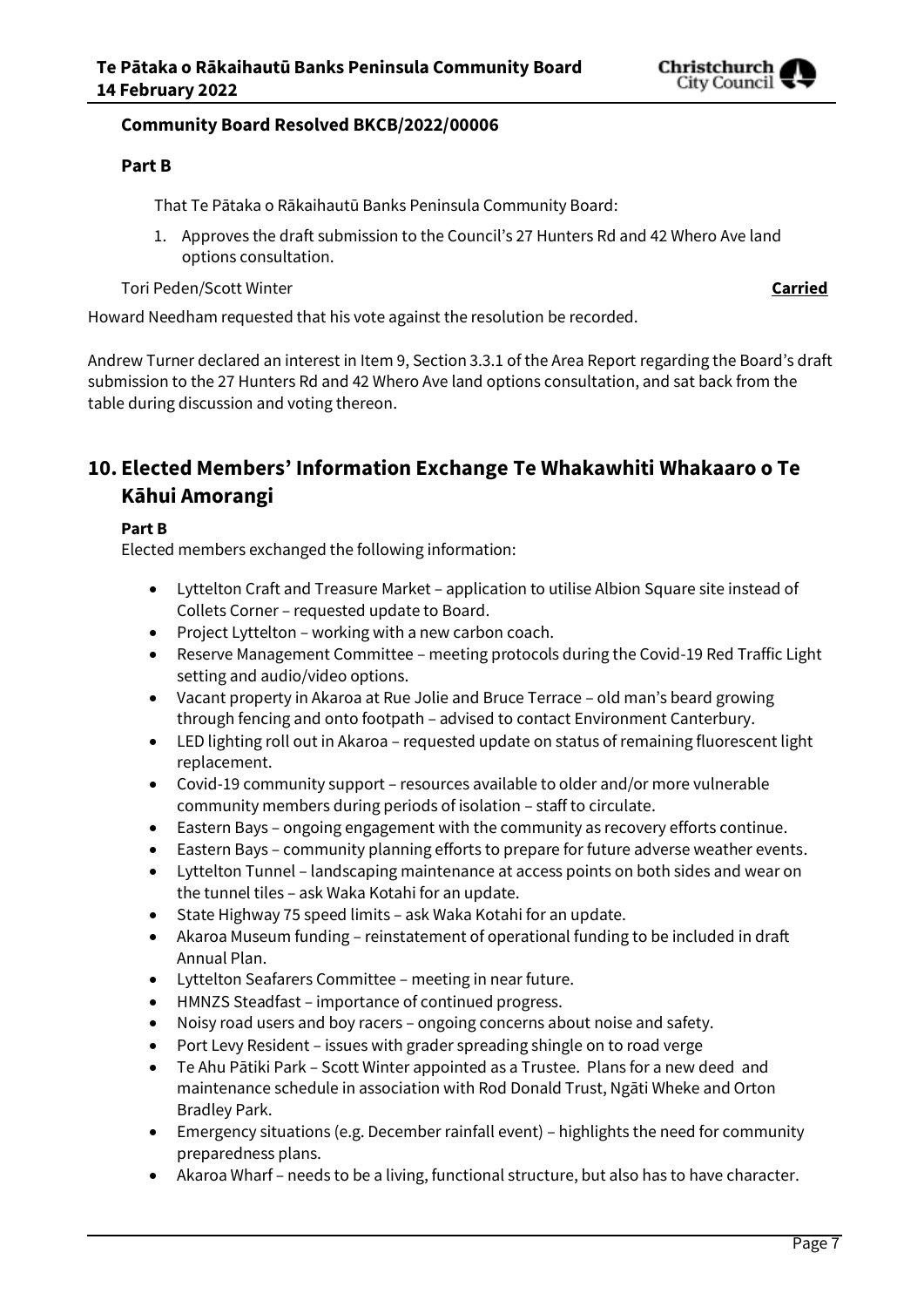**Community Board Resolved BKCB/2022/00006**

**Part B**

That Te Pātaka o Rākaihautū Banks Peninsula Community Board:

1. Approves the draft submission to the Council's 27 Hunters Rd and 42 Whero Ave land options consultation.

Tori Peden/Scott Winter **Carried**

Howard Needham requested that his vote against the resolution be recorded.

Andrew Turner declared an interest in Item 9, Section 3.3.1 of the Area Report regarding the Board's draft submission to the 27 Hunters Rd and 42 Whero Ave land options consultation, and sat back from the table during discussion and voting thereon.

## 10. Elected Members' Information Exchange Te Whakawhiti Whakaaro o Te Kāhui Amorangi

**Part B**

Elected members exchanged the following information:

- Lyttelton Craft and Treasure Market – application to utilise Albion Square site instead of Collets Corner – requested update to Board.
- Project Lyttelton – working with a new carbon coach.
- Reserve Management Committee – meeting protocols during the Covid-19 Red Traffic Light setting and audio/video options.
- Vacant property in Akaroa at Rue Jolie and Bruce Terrace – old man's beard growing through fencing and onto footpath – advised to contact Environment Canterbury.
- LED lighting roll out in Akaroa – requested update on status of remaining fluorescent light replacement.
- Covid-19 community support – resources available to older and/or more vulnerable community members during periods of isolation – staff to circulate.
- Eastern Bays – ongoing engagement with the community as recovery efforts continue.
- Eastern Bays – community planning efforts to prepare for future adverse weather events.
- Lyttelton Tunnel – landscaping maintenance at access points on both sides and wear on the tunnel tiles – ask Waka Kotahi for an update.
- State Highway 75 speed limits – ask Waka Kotahi for an update.
- Akaroa Museum funding – reinstatement of operational funding to be included in draft Annual Plan.
- Lyttelton Seafarers Committee – meeting in near future.
- HMNZS Steadfast – importance of continued progress.
- Noisy road users and boy racers – ongoing concerns about noise and safety.
- Port Levy Resident – issues with grader spreading shingle on to road verge
- Te Ahu Pātiki Park – Scott Winter appointed as a Trustee. Plans for a new deed and maintenance schedule in association with Rod Donald Trust, Ngāti Wheke and Orton Bradley Park.
- Emergency situations (e.g. December rainfall event) – highlights the need for community preparedness plans.
- Akaroa Wharf – needs to be a living, functional structure, but also has to have character.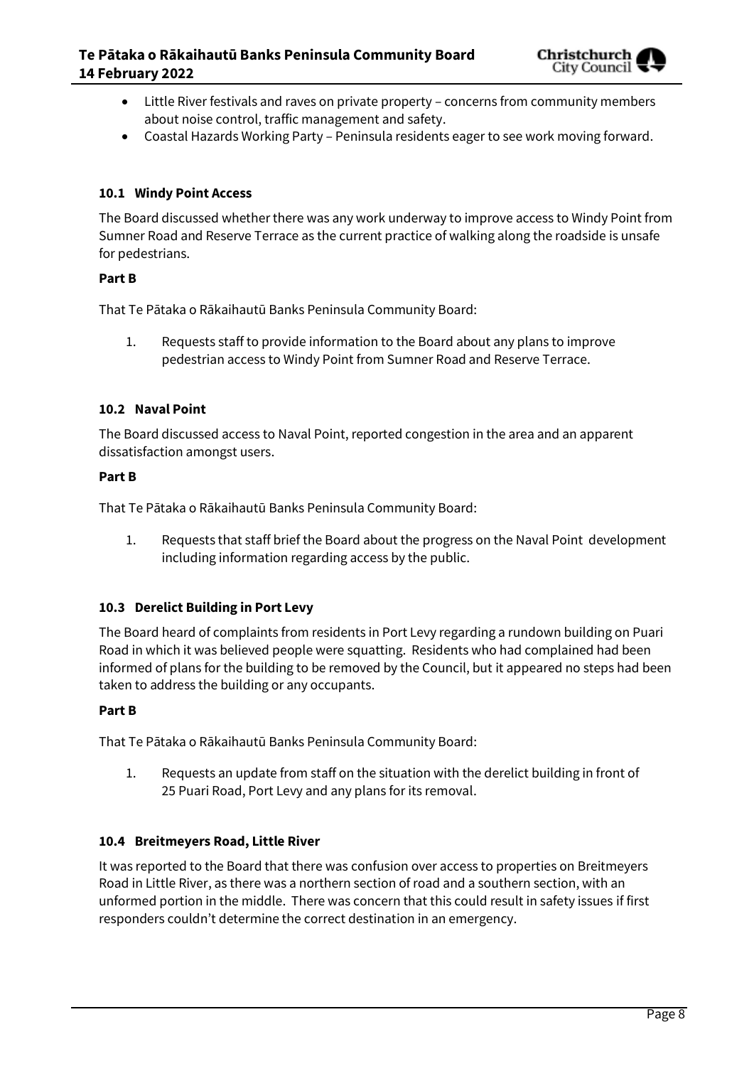- Little River festivals and raves on private property – concerns from community members about noise control, traffic management and safety.
- Coastal Hazards Working Party – Peninsula residents eager to see work moving forward.

### 10.1 Windy Point Access

The Board discussed whether there was any work underway to improve access to Windy Point from Sumner Road and Reserve Terrace as the current practice of walking along the roadside is unsafe for pedestrians.

**Part B**

That Te Pātaka o Rākaihautū Banks Peninsula Community Board:

1. Requests staff to provide information to the Board about any plans to improve pedestrian access to Windy Point from Sumner Road and Reserve Terrace.

### 10.2 Naval Point

The Board discussed access to Naval Point, reported congestion in the area and an apparent dissatisfaction amongst users.

**Part B**

That Te Pātaka o Rākaihautū Banks Peninsula Community Board:

1. Requests that staff brief the Board about the progress on the Naval Point development including information regarding access by the public.

### 10.3 Derelict Building in Port Levy

The Board heard of complaints from residents in Port Levy regarding a rundown building on Puari Road in which it was believed people were squatting. Residents who had complained had been informed of plans for the building to be removed by the Council, but it appeared no steps had been taken to address the building or any occupants.

**Part B**

That Te Pātaka o Rākaihautū Banks Peninsula Community Board:

1. Requests an update from staff on the situation with the derelict building in front of 25 Puari Road, Port Levy and any plans for its removal.

### 10.4 Breitmeyers Road, Little River

It was reported to the Board that there was confusion over access to properties on Breitmeyers Road in Little River, as there was a northern section of road and a southern section, with an unformed portion in the middle. There was concern that this could result in safety issues if first responders couldn't determine the correct destination in an emergency.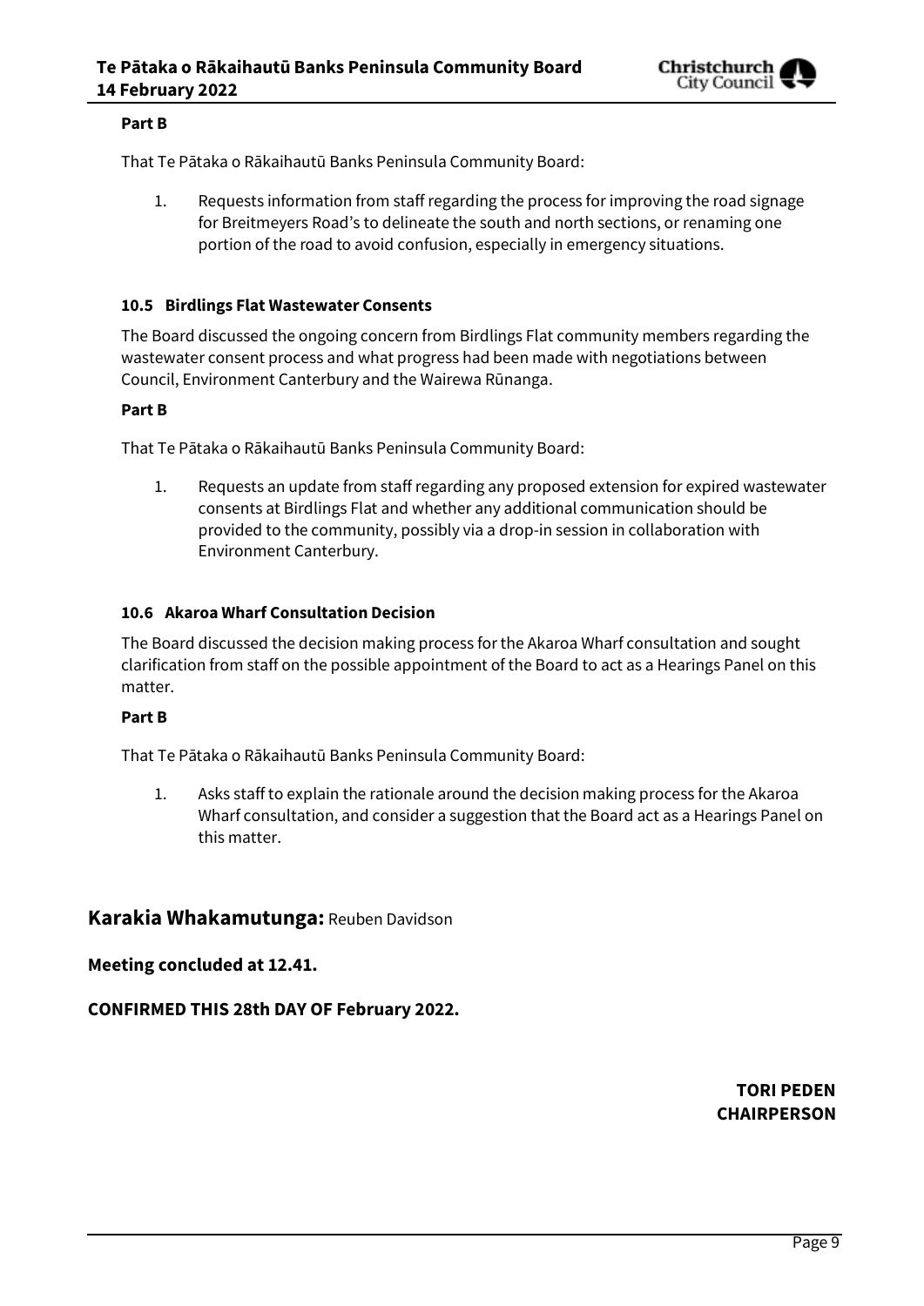**Part B**

That Te Pātaka o Rākaihautū Banks Peninsula Community Board:

1. Requests information from staff regarding the process for improving the road signage for Breitmeyers Road's to delineate the south and north sections, or renaming one portion of the road to avoid confusion, especially in emergency situations.

### 10.5 Birdlings Flat Wastewater Consents

The Board discussed the ongoing concern from Birdlings Flat community members regarding the wastewater consent process and what progress had been made with negotiations between Council, Environment Canterbury and the Wairewa Rūnanga.

**Part B**

That Te Pātaka o Rākaihautū Banks Peninsula Community Board:

1. Requests an update from staff regarding any proposed extension for expired wastewater consents at Birdlings Flat and whether any additional communication should be provided to the community, possibly via a drop-in session in collaboration with Environment Canterbury.

### 10.6 Akaroa Wharf Consultation Decision

The Board discussed the decision making process for the Akaroa Wharf consultation and sought clarification from staff on the possible appointment of the Board to act as a Hearings Panel on this matter.

**Part B**

That Te Pātaka o Rākaihautū Banks Peninsula Community Board:

1. Asks staff to explain the rationale around the decision making process for the Akaroa Wharf consultation, and consider a suggestion that the Board act as a Hearings Panel on this matter.

## Karakia Whakamutunga: Reuben Davidson

**Meeting concluded at 12.41.**

**CONFIRMED THIS 28th DAY OF February 2022.**

**TORI PEDEN**
**CHAIRPERSON**